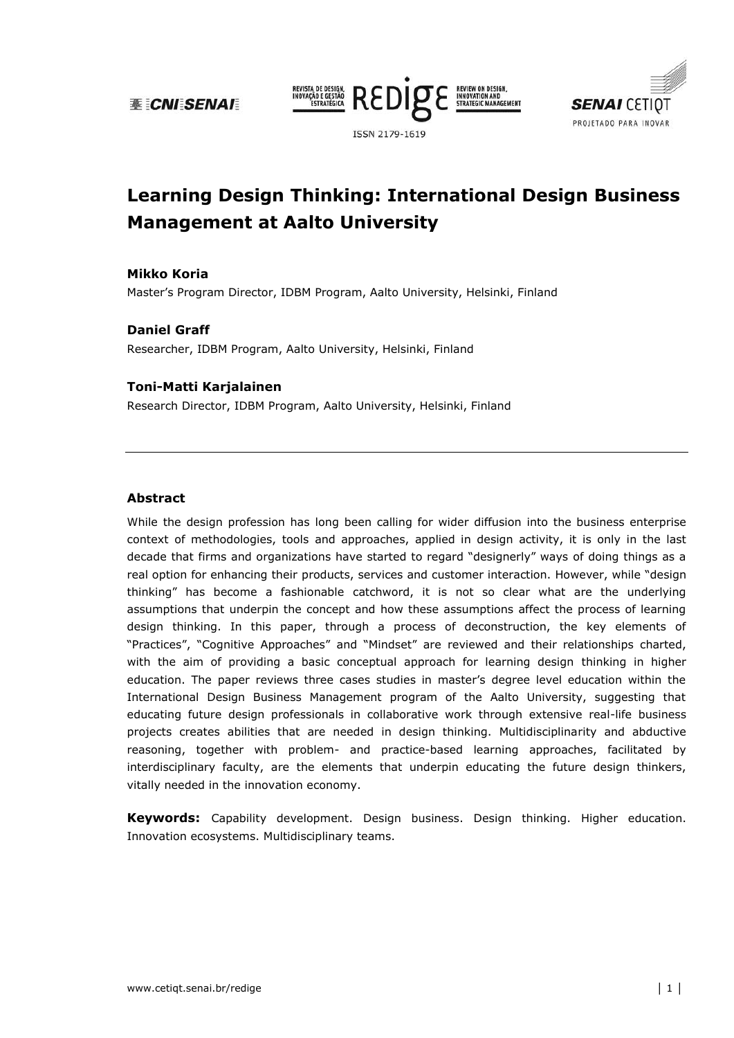# Learning Design Thinking: International Design Business Management at Aalto University

**Mikko Koria**
Master's Program Director, IDBM Program, Aalto University, Helsinki, Finland

**Daniel Graff**
Researcher, IDBM Program, Aalto University, Helsinki, Finland

**Toni-Matti Karjalainen**
Research Director, IDBM Program, Aalto University, Helsinki, Finland

---

## Abstract

While the design profession has long been calling for wider diffusion into the business enterprise context of methodologies, tools and approaches, applied in design activity, it is only in the last decade that firms and organizations have started to regard "designerly" ways of doing things as a real option for enhancing their products, services and customer interaction. However, while "design thinking" has become a fashionable catchword, it is not so clear what are the underlying assumptions that underpin the concept and how these assumptions affect the process of learning design thinking. In this paper, through a process of deconstruction, the key elements of "Practices", "Cognitive Approaches" and "Mindset" are reviewed and their relationships charted, with the aim of providing a basic conceptual approach for learning design thinking in higher education. The paper reviews three cases studies in master's degree level education within the International Design Business Management program of the Aalto University, suggesting that educating future design professionals in collaborative work through extensive real-life business projects creates abilities that are needed in design thinking. Multidisciplinarity and abductive reasoning, together with problem- and practice-based learning approaches, facilitated by interdisciplinary faculty, are the elements that underpin educating the future design thinkers, vitally needed in the innovation economy.

**Keywords:** Capability development. Design business. Design thinking. Higher education. Innovation ecosystems. Multidisciplinary teams.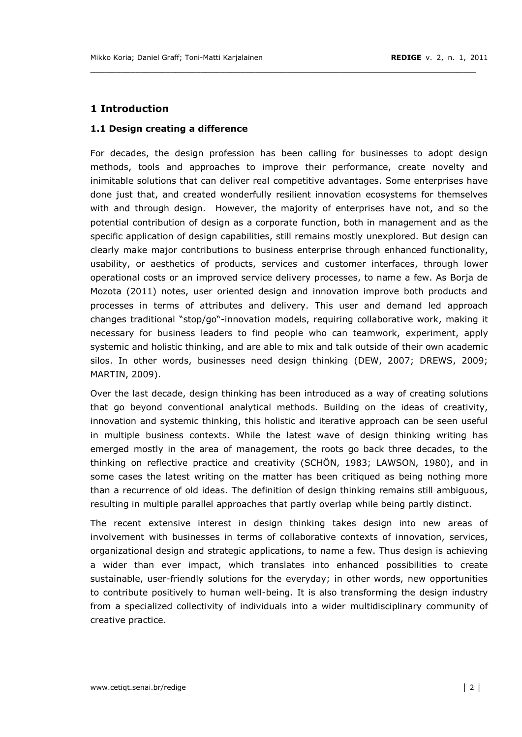# 1 Introduction

## 1.1 Design creating a difference

For decades, the design profession has been calling for businesses to adopt design methods, tools and approaches to improve their performance, create novelty and inimitable solutions that can deliver real competitive advantages. Some enterprises have done just that, and created wonderfully resilient innovation ecosystems for themselves with and through design. However, the majority of enterprises have not, and so the potential contribution of design as a corporate function, both in management and as the specific application of design capabilities, still remains mostly unexplored. But design can clearly make major contributions to business enterprise through enhanced functionality, usability, or aesthetics of products, services and customer interfaces, through lower operational costs or an improved service delivery processes, to name a few. As Borja de Mozota (2011) notes, user oriented design and innovation improve both products and processes in terms of attributes and delivery. This user and demand led approach changes traditional "stop/go"-innovation models, requiring collaborative work, making it necessary for business leaders to find people who can teamwork, experiment, apply systemic and holistic thinking, and are able to mix and talk outside of their own academic silos. In other words, businesses need design thinking (DEW, 2007; DREWS, 2009; MARTIN, 2009).

Over the last decade, design thinking has been introduced as a way of creating solutions that go beyond conventional analytical methods. Building on the ideas of creativity, innovation and systemic thinking, this holistic and iterative approach can be seen useful in multiple business contexts. While the latest wave of design thinking writing has emerged mostly in the area of management, the roots go back three decades, to the thinking on reflective practice and creativity (SCHÖN, 1983; LAWSON, 1980), and in some cases the latest writing on the matter has been critiqued as being nothing more than a recurrence of old ideas. The definition of design thinking remains still ambiguous, resulting in multiple parallel approaches that partly overlap while being partly distinct.

The recent extensive interest in design thinking takes design into new areas of involvement with businesses in terms of collaborative contexts of innovation, services, organizational design and strategic applications, to name a few. Thus design is achieving a wider than ever impact, which translates into enhanced possibilities to create sustainable, user-friendly solutions for the everyday; in other words, new opportunities to contribute positively to human well-being. It is also transforming the design industry from a specialized collectivity of individuals into a wider multidisciplinary community of creative practice.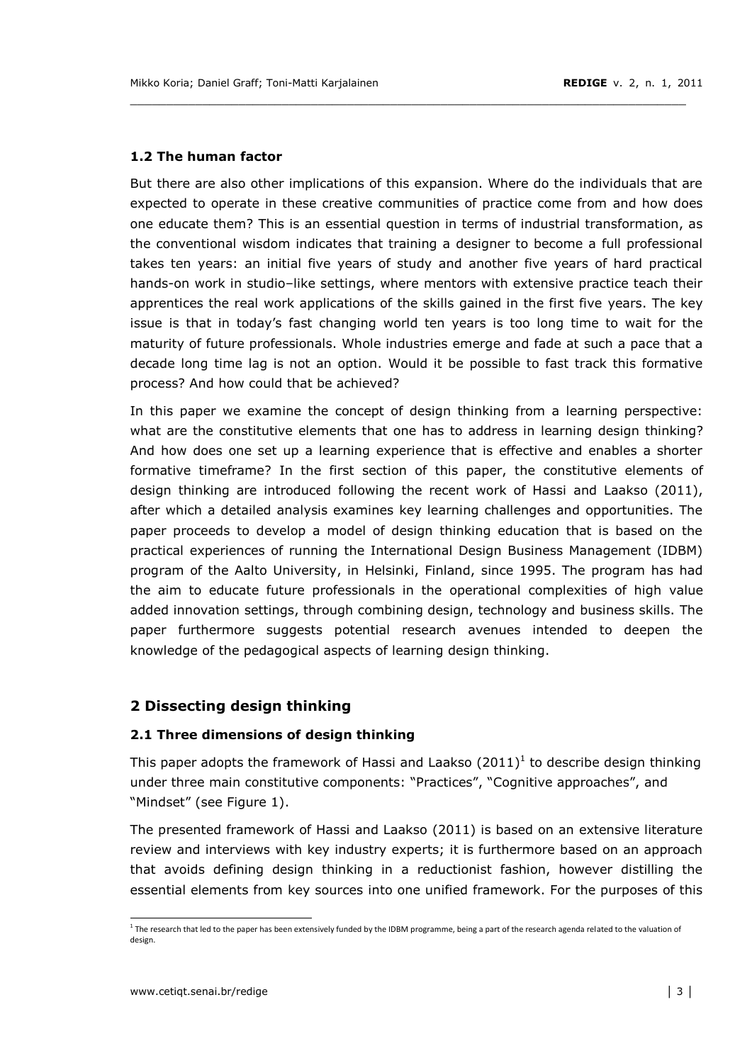### 1.2 The human factor

But there are also other implications of this expansion. Where do the individuals that are expected to operate in these creative communities of practice come from and how does one educate them? This is an essential question in terms of industrial transformation, as the conventional wisdom indicates that training a designer to become a full professional takes ten years: an initial five years of study and another five years of hard practical hands-on work in studio–like settings, where mentors with extensive practice teach their apprentices the real work applications of the skills gained in the first five years. The key issue is that in today's fast changing world ten years is too long time to wait for the maturity of future professionals. Whole industries emerge and fade at such a pace that a decade long time lag is not an option. Would it be possible to fast track this formative process? And how could that be achieved?

In this paper we examine the concept of design thinking from a learning perspective: what are the constitutive elements that one has to address in learning design thinking? And how does one set up a learning experience that is effective and enables a shorter formative timeframe? In the first section of this paper, the constitutive elements of design thinking are introduced following the recent work of Hassi and Laakso (2011), after which a detailed analysis examines key learning challenges and opportunities. The paper proceeds to develop a model of design thinking education that is based on the practical experiences of running the International Design Business Management (IDBM) program of the Aalto University, in Helsinki, Finland, since 1995. The program has had the aim to educate future professionals in the operational complexities of high value added innovation settings, through combining design, technology and business skills. The paper furthermore suggests potential research avenues intended to deepen the knowledge of the pedagogical aspects of learning design thinking.

## 2 Dissecting design thinking

### 2.1 Three dimensions of design thinking

This paper adopts the framework of Hassi and Laakso (2011)[1] to describe design thinking under three main constitutive components: "Practices", "Cognitive approaches", and "Mindset" (see Figure 1).

The presented framework of Hassi and Laakso (2011) is based on an extensive literature review and interviews with key industry experts; it is furthermore based on an approach that avoids defining design thinking in a reductionist fashion, however distilling the essential elements from key sources into one unified framework. For the purposes of this

[1] The research that led to the paper has been extensively funded by the IDBM programme, being a part of the research agenda related to the valuation of design.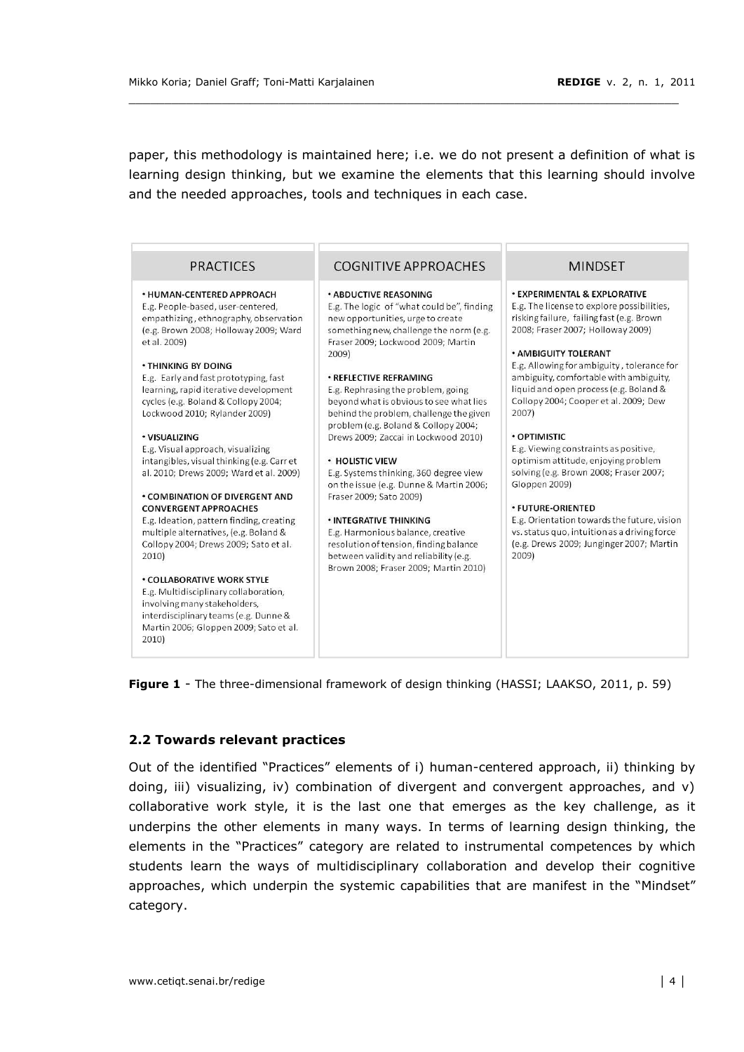paper, this methodology is maintained here; i.e. we do not present a definition of what is learning design thinking, but we examine the elements that this learning should involve and the needed approaches, tools and techniques in each case.

| PRACTICES | COGNITIVE APPROACHES | MINDSET |
|---|---|---|
| • **HUMAN-CENTERED APPROACH** E.g. People-based, user-centered, empathizing, ethnography, observation (e.g. Brown 2008; Holloway 2009; Ward et al. 2009)<br><br>• **THINKING BY DOING** E.g. Early and fast prototyping, fast learning, rapid iterative development cycles (e.g. Boland & Collopy 2004; Lockwood 2010; Rylander 2009)<br><br>• **VISUALIZING** E.g. Visual approach, visualizing intangibles, visual thinking (e.g. Carr et al. 2010; Drews 2009; Ward et al. 2009)<br><br>• **COMBINATION OF DIVERGENT AND CONVERGENT APPROACHES** E.g. Ideation, pattern finding, creating multiple alternatives, (e.g. Boland & Collopy 2004; Drews 2009; Sato et al. 2010)<br><br>• **COLLABORATIVE WORK STYLE** E.g. Multidisciplinary collaboration, involving many stakeholders, interdisciplinary teams (e.g. Dunne & Martin 2006; Gloppen 2009; Sato et al. 2010) | • **ABDUCTIVE REASONING** E.g. The logic of "what could be", finding new opportunities, urge to create something new, challenge the norm (e.g. Fraser 2009; Lockwood 2009; Martin 2009)<br><br>• **REFLECTIVE REFRAMING** E.g. Rephrasing the problem, going beyond what is obvious to see what lies behind the problem, challenge the given problem (e.g. Boland & Collopy 2004; Drews 2009; Zaccai in Lockwood 2010)<br><br>• **HOLISTIC VIEW** E.g. Systems thinking, 360 degree view on the issue (e.g. Dunne & Martin 2006; Fraser 2009; Sato 2009)<br><br>• **INTEGRATIVE THINKING** E.g. Harmonious balance, creative resolution of tension, finding balance between validity and reliability (e.g. Brown 2008; Fraser 2009; Martin 2010) | • **EXPERIMENTAL & EXPLORATIVE** E.g. The license to explore possibilities, risking failure, failing fast (e.g. Brown 2008; Fraser 2007; Holloway 2009)<br><br>• **AMBIGUITY TOLERANT** E.g. Allowing for ambiguity, tolerance for ambiguity, comfortable with ambiguity, liquid and open process (e.g. Boland & Collopy 2004; Cooper et al. 2009; Dew 2007)<br><br>• **OPTIMISTIC** E.g. Viewing constraints as positive, optimism attitude, enjoying problem solving (e.g. Brown 2008; Fraser 2007; Gloppen 2009)<br><br>• **FUTURE-ORIENTED** E.g. Orientation towards the future, vision vs. status quo, intuition as a driving force (e.g. Drews 2009; Junginger 2007; Martin 2009) |

**Figure 1** - The three-dimensional framework of design thinking (HASSI; LAAKSO, 2011, p. 59)

### 2.2 Towards relevant practices

Out of the identified "Practices" elements of i) human-centered approach, ii) thinking by doing, iii) visualizing, iv) combination of divergent and convergent approaches, and v) collaborative work style, it is the last one that emerges as the key challenge, as it underpins the other elements in many ways. In terms of learning design thinking, the elements in the "Practices" category are related to instrumental competences by which students learn the ways of multidisciplinary collaboration and develop their cognitive approaches, which underpin the systemic capabilities that are manifest in the "Mindset" category.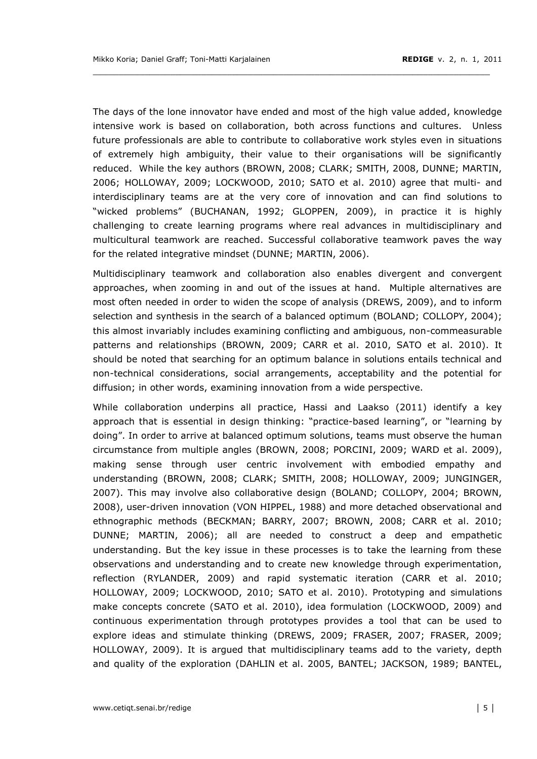The days of the lone innovator have ended and most of the high value added, knowledge intensive work is based on collaboration, both across functions and cultures. Unless future professionals are able to contribute to collaborative work styles even in situations of extremely high ambiguity, their value to their organisations will be significantly reduced. While the key authors (BROWN, 2008; CLARK; SMITH, 2008, DUNNE; MARTIN, 2006; HOLLOWAY, 2009; LOCKWOOD, 2010; SATO et al. 2010) agree that multi- and interdisciplinary teams are at the very core of innovation and can find solutions to "wicked problems" (BUCHANAN, 1992; GLOPPEN, 2009), in practice it is highly challenging to create learning programs where real advances in multidisciplinary and multicultural teamwork are reached. Successful collaborative teamwork paves the way for the related integrative mindset (DUNNE; MARTIN, 2006).

Multidisciplinary teamwork and collaboration also enables divergent and convergent approaches, when zooming in and out of the issues at hand. Multiple alternatives are most often needed in order to widen the scope of analysis (DREWS, 2009), and to inform selection and synthesis in the search of a balanced optimum (BOLAND; COLLOPY, 2004); this almost invariably includes examining conflicting and ambiguous, non-commeasurable patterns and relationships (BROWN, 2009; CARR et al. 2010, SATO et al. 2010). It should be noted that searching for an optimum balance in solutions entails technical and non-technical considerations, social arrangements, acceptability and the potential for diffusion; in other words, examining innovation from a wide perspective.

While collaboration underpins all practice, Hassi and Laakso (2011) identify a key approach that is essential in design thinking: "practice-based learning", or "learning by doing". In order to arrive at balanced optimum solutions, teams must observe the human circumstance from multiple angles (BROWN, 2008; PORCINI, 2009; WARD et al. 2009), making sense through user centric involvement with embodied empathy and understanding (BROWN, 2008; CLARK; SMITH, 2008; HOLLOWAY, 2009; JUNGINGER, 2007). This may involve also collaborative design (BOLAND; COLLOPY, 2004; BROWN, 2008), user-driven innovation (VON HIPPEL, 1988) and more detached observational and ethnographic methods (BECKMAN; BARRY, 2007; BROWN, 2008; CARR et al. 2010; DUNNE; MARTIN, 2006); all are needed to construct a deep and empathetic understanding. But the key issue in these processes is to take the learning from these observations and understanding and to create new knowledge through experimentation, reflection (RYLANDER, 2009) and rapid systematic iteration (CARR et al. 2010; HOLLOWAY, 2009; LOCKWOOD, 2010; SATO et al. 2010). Prototyping and simulations make concepts concrete (SATO et al. 2010), idea formulation (LOCKWOOD, 2009) and continuous experimentation through prototypes provides a tool that can be used to explore ideas and stimulate thinking (DREWS, 2009; FRASER, 2007; FRASER, 2009; HOLLOWAY, 2009). It is argued that multidisciplinary teams add to the variety, depth and quality of the exploration (DAHLIN et al. 2005, BANTEL; JACKSON, 1989; BANTEL,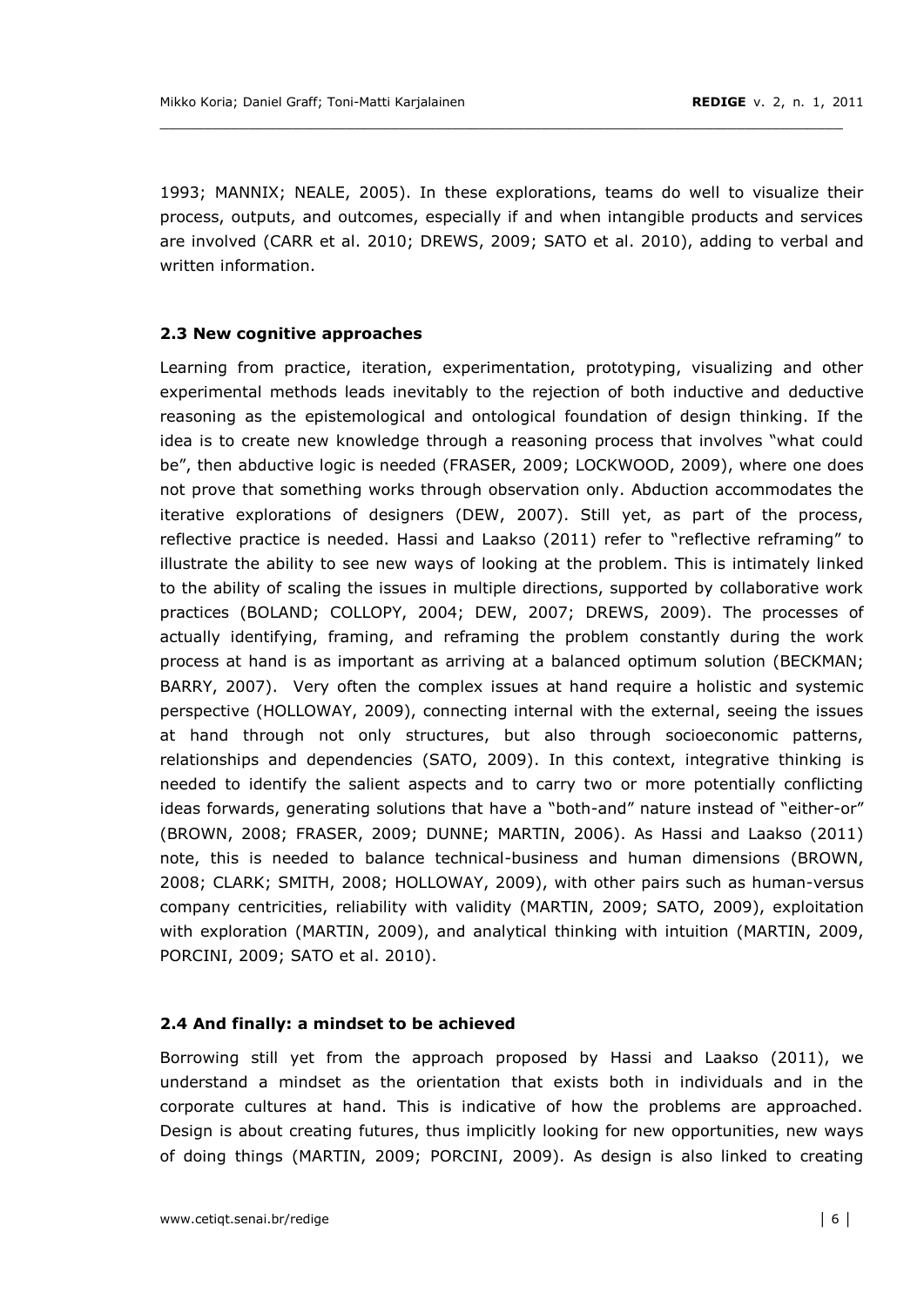1993; MANNIX; NEALE, 2005). In these explorations, teams do well to visualize their process, outputs, and outcomes, especially if and when intangible products and services are involved (CARR et al. 2010; DREWS, 2009; SATO et al. 2010), adding to verbal and written information.

### 2.3 New cognitive approaches

Learning from practice, iteration, experimentation, prototyping, visualizing and other experimental methods leads inevitably to the rejection of both inductive and deductive reasoning as the epistemological and ontological foundation of design thinking. If the idea is to create new knowledge through a reasoning process that involves "what could be", then abductive logic is needed (FRASER, 2009; LOCKWOOD, 2009), where one does not prove that something works through observation only. Abduction accommodates the iterative explorations of designers (DEW, 2007). Still yet, as part of the process, reflective practice is needed. Hassi and Laakso (2011) refer to "reflective reframing" to illustrate the ability to see new ways of looking at the problem. This is intimately linked to the ability of scaling the issues in multiple directions, supported by collaborative work practices (BOLAND; COLLOPY, 2004; DEW, 2007; DREWS, 2009). The processes of actually identifying, framing, and reframing the problem constantly during the work process at hand is as important as arriving at a balanced optimum solution (BECKMAN; BARRY, 2007). Very often the complex issues at hand require a holistic and systemic perspective (HOLLOWAY, 2009), connecting internal with the external, seeing the issues at hand through not only structures, but also through socioeconomic patterns, relationships and dependencies (SATO, 2009). In this context, integrative thinking is needed to identify the salient aspects and to carry two or more potentially conflicting ideas forwards, generating solutions that have a "both-and" nature instead of "either-or" (BROWN, 2008; FRASER, 2009; DUNNE; MARTIN, 2006). As Hassi and Laakso (2011) note, this is needed to balance technical-business and human dimensions (BROWN, 2008; CLARK; SMITH, 2008; HOLLOWAY, 2009), with other pairs such as human-versus company centricities, reliability with validity (MARTIN, 2009; SATO, 2009), exploitation with exploration (MARTIN, 2009), and analytical thinking with intuition (MARTIN, 2009, PORCINI, 2009; SATO et al. 2010).

### 2.4 And finally: a mindset to be achieved

Borrowing still yet from the approach proposed by Hassi and Laakso (2011), we understand a mindset as the orientation that exists both in individuals and in the corporate cultures at hand. This is indicative of how the problems are approached. Design is about creating futures, thus implicitly looking for new opportunities, new ways of doing things (MARTIN, 2009; PORCINI, 2009). As design is also linked to creating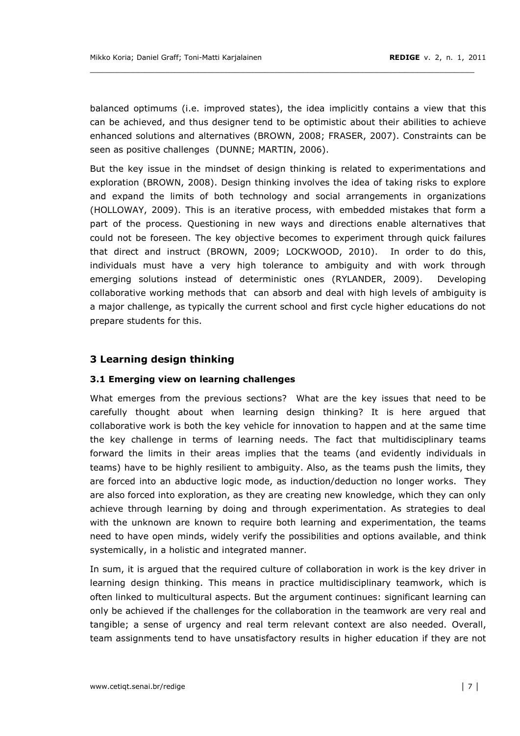balanced optimums (i.e. improved states), the idea implicitly contains a view that this can be achieved, and thus designer tend to be optimistic about their abilities to achieve enhanced solutions and alternatives (BROWN, 2008; FRASER, 2007). Constraints can be seen as positive challenges (DUNNE; MARTIN, 2006).

But the key issue in the mindset of design thinking is related to experimentations and exploration (BROWN, 2008). Design thinking involves the idea of taking risks to explore and expand the limits of both technology and social arrangements in organizations (HOLLOWAY, 2009). This is an iterative process, with embedded mistakes that form a part of the process. Questioning in new ways and directions enable alternatives that could not be foreseen. The key objective becomes to experiment through quick failures that direct and instruct (BROWN, 2009; LOCKWOOD, 2010). In order to do this, individuals must have a very high tolerance to ambiguity and with work through emerging solutions instead of deterministic ones (RYLANDER, 2009). Developing collaborative working methods that can absorb and deal with high levels of ambiguity is a major challenge, as typically the current school and first cycle higher educations do not prepare students for this.

## 3 Learning design thinking

### 3.1 Emerging view on learning challenges

What emerges from the previous sections? What are the key issues that need to be carefully thought about when learning design thinking? It is here argued that collaborative work is both the key vehicle for innovation to happen and at the same time the key challenge in terms of learning needs. The fact that multidisciplinary teams forward the limits in their areas implies that the teams (and evidently individuals in teams) have to be highly resilient to ambiguity. Also, as the teams push the limits, they are forced into an abductive logic mode, as induction/deduction no longer works. They are also forced into exploration, as they are creating new knowledge, which they can only achieve through learning by doing and through experimentation. As strategies to deal with the unknown are known to require both learning and experimentation, the teams need to have open minds, widely verify the possibilities and options available, and think systemically, in a holistic and integrated manner.

In sum, it is argued that the required culture of collaboration in work is the key driver in learning design thinking. This means in practice multidisciplinary teamwork, which is often linked to multicultural aspects. But the argument continues: significant learning can only be achieved if the challenges for the collaboration in the teamwork are very real and tangible; a sense of urgency and real term relevant context are also needed. Overall, team assignments tend to have unsatisfactory results in higher education if they are not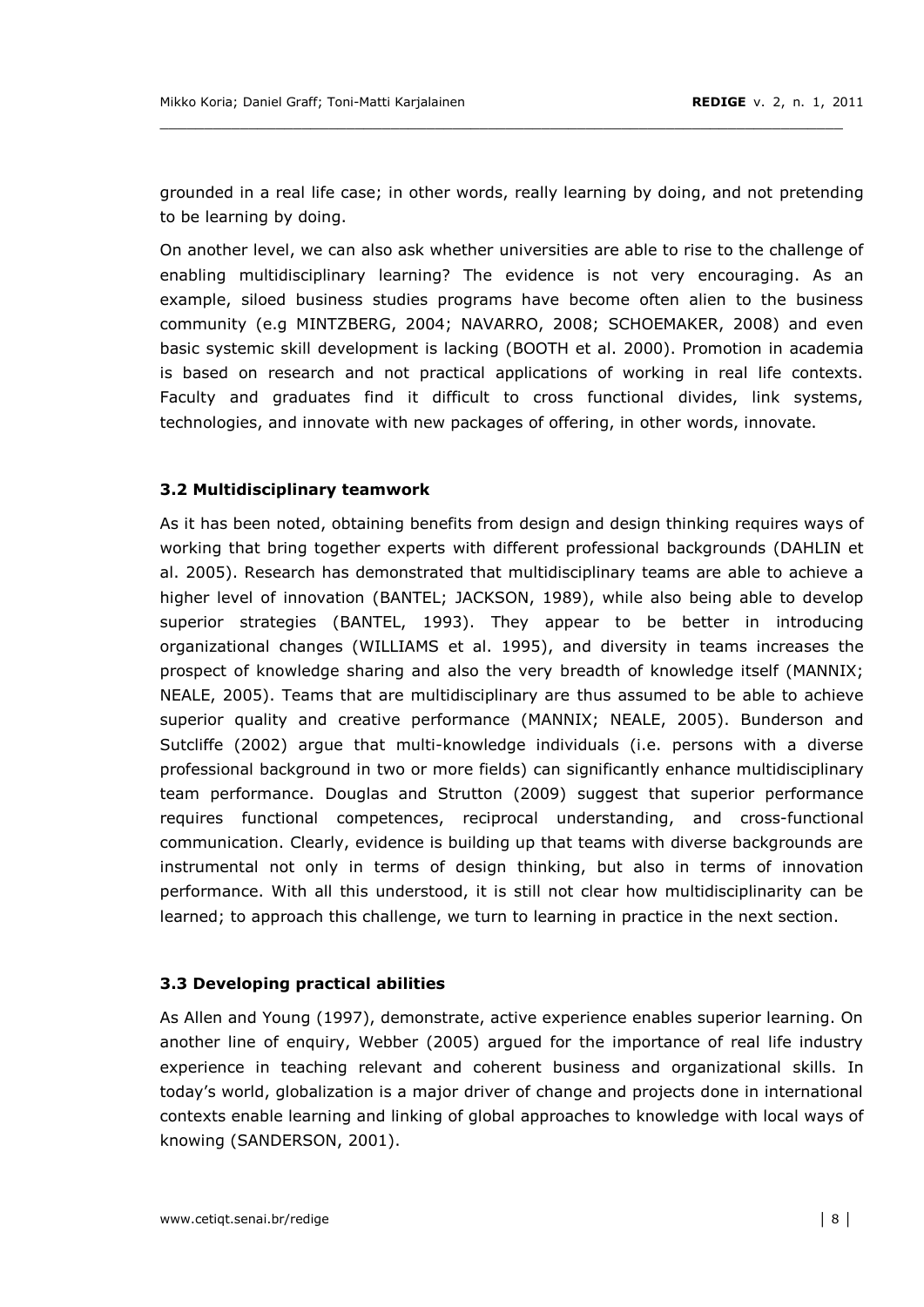grounded in a real life case; in other words, really learning by doing, and not pretending to be learning by doing.

On another level, we can also ask whether universities are able to rise to the challenge of enabling multidisciplinary learning? The evidence is not very encouraging. As an example, siloed business studies programs have become often alien to the business community (e.g MINTZBERG, 2004; NAVARRO, 2008; SCHOEMAKER, 2008) and even basic systemic skill development is lacking (BOOTH et al. 2000). Promotion in academia is based on research and not practical applications of working in real life contexts. Faculty and graduates find it difficult to cross functional divides, link systems, technologies, and innovate with new packages of offering, in other words, innovate.

### 3.2 Multidisciplinary teamwork

As it has been noted, obtaining benefits from design and design thinking requires ways of working that bring together experts with different professional backgrounds (DAHLIN et al. 2005). Research has demonstrated that multidisciplinary teams are able to achieve a higher level of innovation (BANTEL; JACKSON, 1989), while also being able to develop superior strategies (BANTEL, 1993). They appear to be better in introducing organizational changes (WILLIAMS et al. 1995), and diversity in teams increases the prospect of knowledge sharing and also the very breadth of knowledge itself (MANNIX; NEALE, 2005). Teams that are multidisciplinary are thus assumed to be able to achieve superior quality and creative performance (MANNIX; NEALE, 2005). Bunderson and Sutcliffe (2002) argue that multi-knowledge individuals (i.e. persons with a diverse professional background in two or more fields) can significantly enhance multidisciplinary team performance. Douglas and Strutton (2009) suggest that superior performance requires functional competences, reciprocal understanding, and cross-functional communication. Clearly, evidence is building up that teams with diverse backgrounds are instrumental not only in terms of design thinking, but also in terms of innovation performance. With all this understood, it is still not clear how multidisciplinarity can be learned; to approach this challenge, we turn to learning in practice in the next section.

### 3.3 Developing practical abilities

As Allen and Young (1997), demonstrate, active experience enables superior learning. On another line of enquiry, Webber (2005) argued for the importance of real life industry experience in teaching relevant and coherent business and organizational skills. In today's world, globalization is a major driver of change and projects done in international contexts enable learning and linking of global approaches to knowledge with local ways of knowing (SANDERSON, 2001).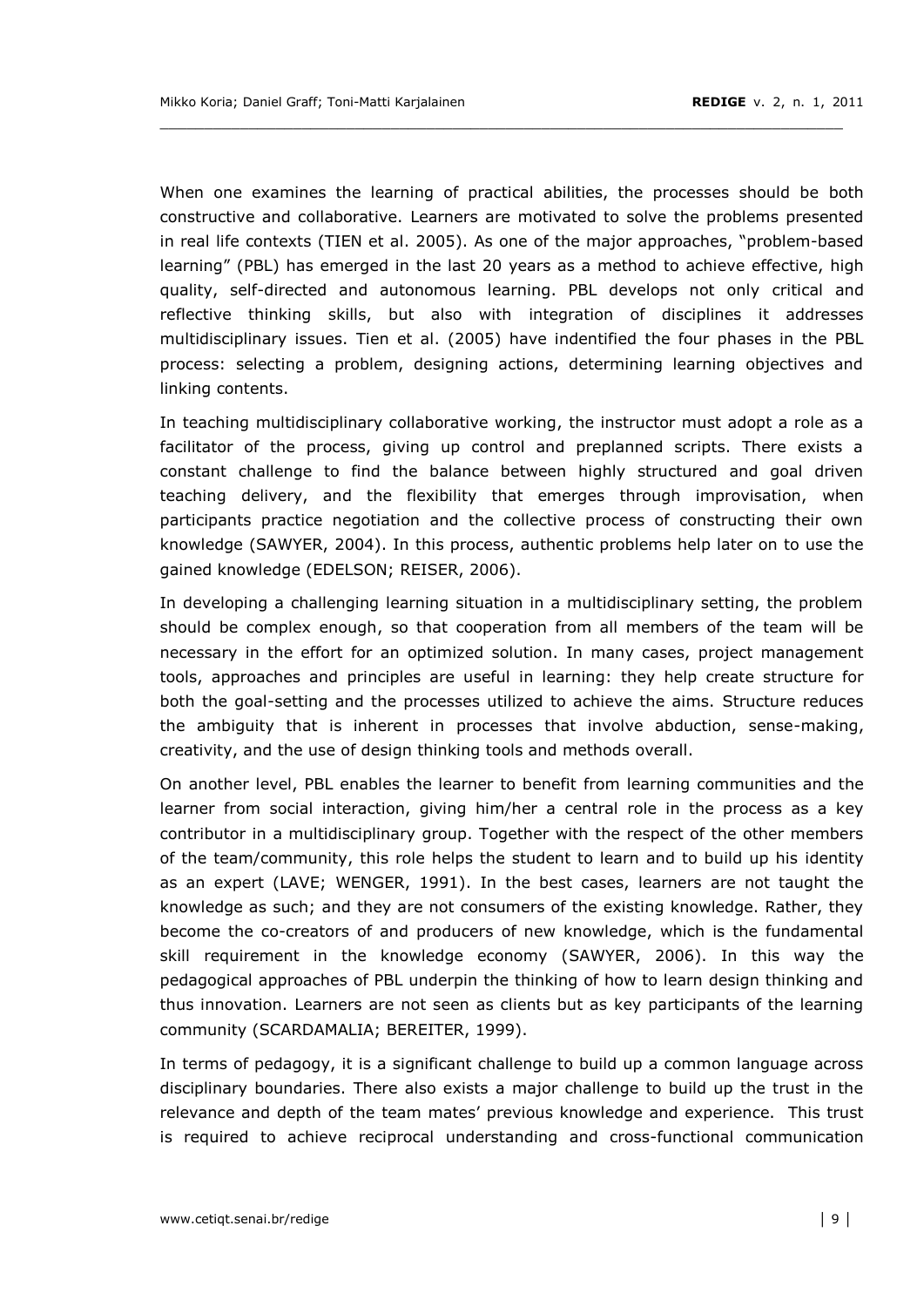When one examines the learning of practical abilities, the processes should be both constructive and collaborative. Learners are motivated to solve the problems presented in real life contexts (TIEN et al. 2005). As one of the major approaches, "problem-based learning" (PBL) has emerged in the last 20 years as a method to achieve effective, high quality, self-directed and autonomous learning. PBL develops not only critical and reflective thinking skills, but also with integration of disciplines it addresses multidisciplinary issues. Tien et al. (2005) have indentified the four phases in the PBL process: selecting a problem, designing actions, determining learning objectives and linking contents.

In teaching multidisciplinary collaborative working, the instructor must adopt a role as a facilitator of the process, giving up control and preplanned scripts. There exists a constant challenge to find the balance between highly structured and goal driven teaching delivery, and the flexibility that emerges through improvisation, when participants practice negotiation and the collective process of constructing their own knowledge (SAWYER, 2004). In this process, authentic problems help later on to use the gained knowledge (EDELSON; REISER, 2006).

In developing a challenging learning situation in a multidisciplinary setting, the problem should be complex enough, so that cooperation from all members of the team will be necessary in the effort for an optimized solution. In many cases, project management tools, approaches and principles are useful in learning: they help create structure for both the goal-setting and the processes utilized to achieve the aims. Structure reduces the ambiguity that is inherent in processes that involve abduction, sense-making, creativity, and the use of design thinking tools and methods overall.

On another level, PBL enables the learner to benefit from learning communities and the learner from social interaction, giving him/her a central role in the process as a key contributor in a multidisciplinary group. Together with the respect of the other members of the team/community, this role helps the student to learn and to build up his identity as an expert (LAVE; WENGER, 1991). In the best cases, learners are not taught the knowledge as such; and they are not consumers of the existing knowledge. Rather, they become the co-creators of and producers of new knowledge, which is the fundamental skill requirement in the knowledge economy (SAWYER, 2006). In this way the pedagogical approaches of PBL underpin the thinking of how to learn design thinking and thus innovation. Learners are not seen as clients but as key participants of the learning community (SCARDAMALIA; BEREITER, 1999).

In terms of pedagogy, it is a significant challenge to build up a common language across disciplinary boundaries. There also exists a major challenge to build up the trust in the relevance and depth of the team mates' previous knowledge and experience. This trust is required to achieve reciprocal understanding and cross-functional communication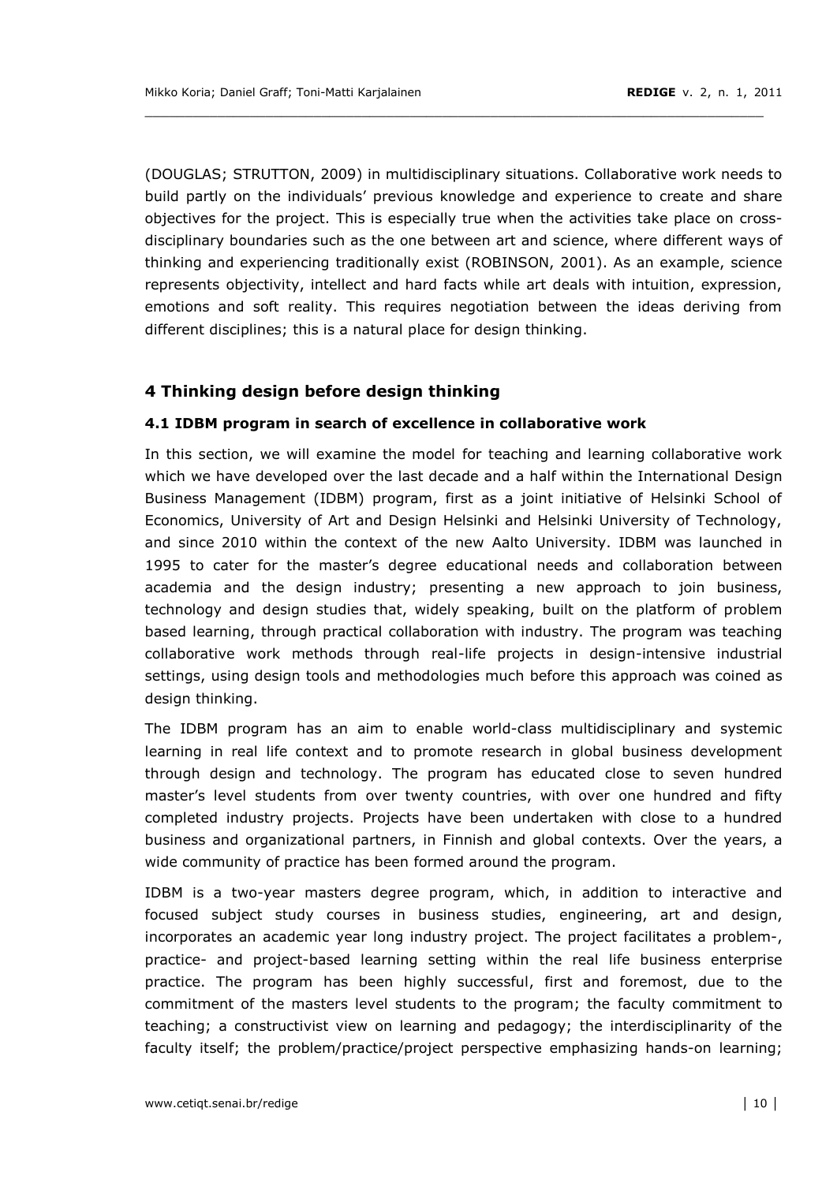(DOUGLAS; STRUTTON, 2009) in multidisciplinary situations. Collaborative work needs to build partly on the individuals' previous knowledge and experience to create and share objectives for the project. This is especially true when the activities take place on cross-disciplinary boundaries such as the one between art and science, where different ways of thinking and experiencing traditionally exist (ROBINSON, 2001). As an example, science represents objectivity, intellect and hard facts while art deals with intuition, expression, emotions and soft reality. This requires negotiation between the ideas deriving from different disciplines; this is a natural place for design thinking.

## 4 Thinking design before design thinking

### 4.1 IDBM program in search of excellence in collaborative work

In this section, we will examine the model for teaching and learning collaborative work which we have developed over the last decade and a half within the International Design Business Management (IDBM) program, first as a joint initiative of Helsinki School of Economics, University of Art and Design Helsinki and Helsinki University of Technology, and since 2010 within the context of the new Aalto University. IDBM was launched in 1995 to cater for the master's degree educational needs and collaboration between academia and the design industry; presenting a new approach to join business, technology and design studies that, widely speaking, built on the platform of problem based learning, through practical collaboration with industry. The program was teaching collaborative work methods through real-life projects in design-intensive industrial settings, using design tools and methodologies much before this approach was coined as design thinking.

The IDBM program has an aim to enable world-class multidisciplinary and systemic learning in real life context and to promote research in global business development through design and technology. The program has educated close to seven hundred master's level students from over twenty countries, with over one hundred and fifty completed industry projects. Projects have been undertaken with close to a hundred business and organizational partners, in Finnish and global contexts. Over the years, a wide community of practice has been formed around the program.

IDBM is a two-year masters degree program, which, in addition to interactive and focused subject study courses in business studies, engineering, art and design, incorporates an academic year long industry project. The project facilitates a problem-, practice- and project-based learning setting within the real life business enterprise practice. The program has been highly successful, first and foremost, due to the commitment of the masters level students to the program; the faculty commitment to teaching; a constructivist view on learning and pedagogy; the interdisciplinarity of the faculty itself; the problem/practice/project perspective emphasizing hands-on learning;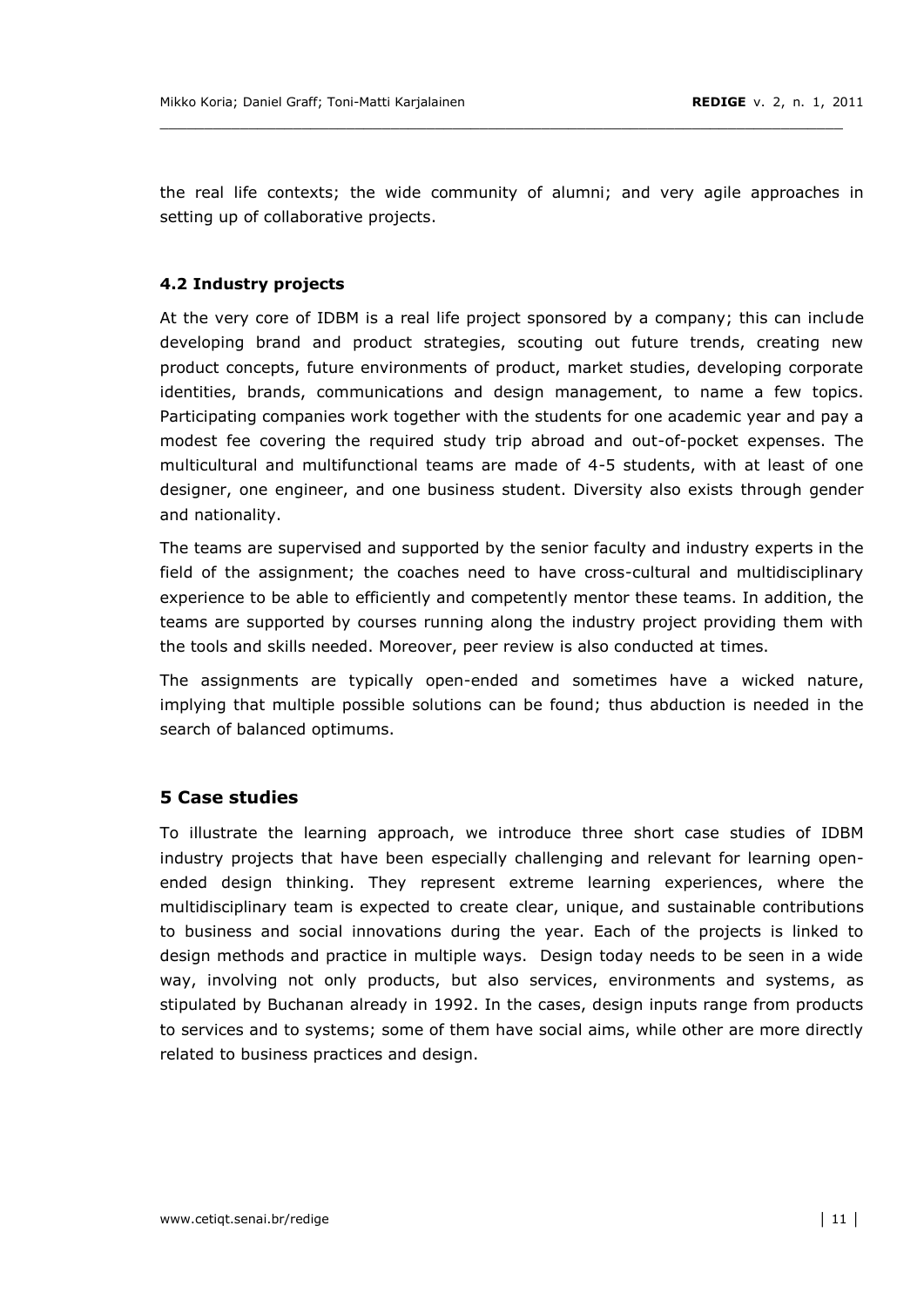the real life contexts; the wide community of alumni; and very agile approaches in setting up of collaborative projects.

### 4.2 Industry projects

At the very core of IDBM is a real life project sponsored by a company; this can include developing brand and product strategies, scouting out future trends, creating new product concepts, future environments of product, market studies, developing corporate identities, brands, communications and design management, to name a few topics. Participating companies work together with the students for one academic year and pay a modest fee covering the required study trip abroad and out-of-pocket expenses. The multicultural and multifunctional teams are made of 4-5 students, with at least of one designer, one engineer, and one business student. Diversity also exists through gender and nationality.

The teams are supervised and supported by the senior faculty and industry experts in the field of the assignment; the coaches need to have cross-cultural and multidisciplinary experience to be able to efficiently and competently mentor these teams. In addition, the teams are supported by courses running along the industry project providing them with the tools and skills needed. Moreover, peer review is also conducted at times.

The assignments are typically open-ended and sometimes have a wicked nature, implying that multiple possible solutions can be found; thus abduction is needed in the search of balanced optimums.

## 5 Case studies

To illustrate the learning approach, we introduce three short case studies of IDBM industry projects that have been especially challenging and relevant for learning open-ended design thinking. They represent extreme learning experiences, where the multidisciplinary team is expected to create clear, unique, and sustainable contributions to business and social innovations during the year. Each of the projects is linked to design methods and practice in multiple ways. Design today needs to be seen in a wide way, involving not only products, but also services, environments and systems, as stipulated by Buchanan already in 1992. In the cases, design inputs range from products to services and to systems; some of them have social aims, while other are more directly related to business practices and design.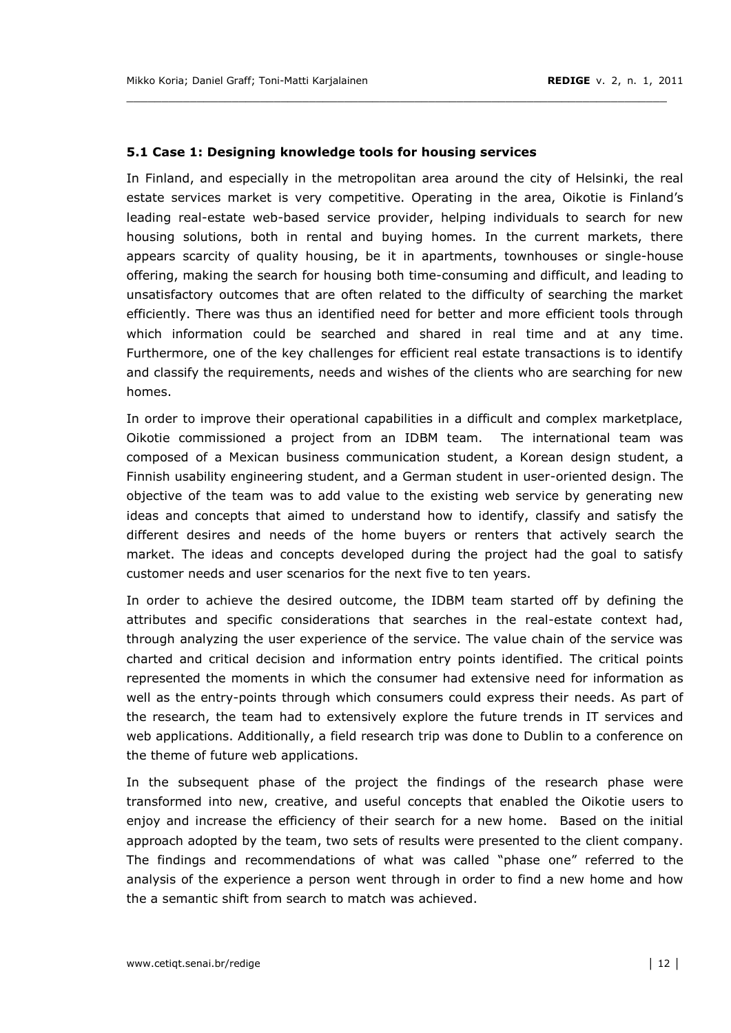### 5.1 Case 1: Designing knowledge tools for housing services

In Finland, and especially in the metropolitan area around the city of Helsinki, the real estate services market is very competitive. Operating in the area, Oikotie is Finland's leading real-estate web-based service provider, helping individuals to search for new housing solutions, both in rental and buying homes. In the current markets, there appears scarcity of quality housing, be it in apartments, townhouses or single-house offering, making the search for housing both time-consuming and difficult, and leading to unsatisfactory outcomes that are often related to the difficulty of searching the market efficiently. There was thus an identified need for better and more efficient tools through which information could be searched and shared in real time and at any time. Furthermore, one of the key challenges for efficient real estate transactions is to identify and classify the requirements, needs and wishes of the clients who are searching for new homes.

In order to improve their operational capabilities in a difficult and complex marketplace, Oikotie commissioned a project from an IDBM team. The international team was composed of a Mexican business communication student, a Korean design student, a Finnish usability engineering student, and a German student in user-oriented design. The objective of the team was to add value to the existing web service by generating new ideas and concepts that aimed to understand how to identify, classify and satisfy the different desires and needs of the home buyers or renters that actively search the market. The ideas and concepts developed during the project had the goal to satisfy customer needs and user scenarios for the next five to ten years.

In order to achieve the desired outcome, the IDBM team started off by defining the attributes and specific considerations that searches in the real-estate context had, through analyzing the user experience of the service. The value chain of the service was charted and critical decision and information entry points identified. The critical points represented the moments in which the consumer had extensive need for information as well as the entry-points through which consumers could express their needs. As part of the research, the team had to extensively explore the future trends in IT services and web applications. Additionally, a field research trip was done to Dublin to a conference on the theme of future web applications.

In the subsequent phase of the project the findings of the research phase were transformed into new, creative, and useful concepts that enabled the Oikotie users to enjoy and increase the efficiency of their search for a new home. Based on the initial approach adopted by the team, two sets of results were presented to the client company. The findings and recommendations of what was called "phase one" referred to the analysis of the experience a person went through in order to find a new home and how the a semantic shift from search to match was achieved.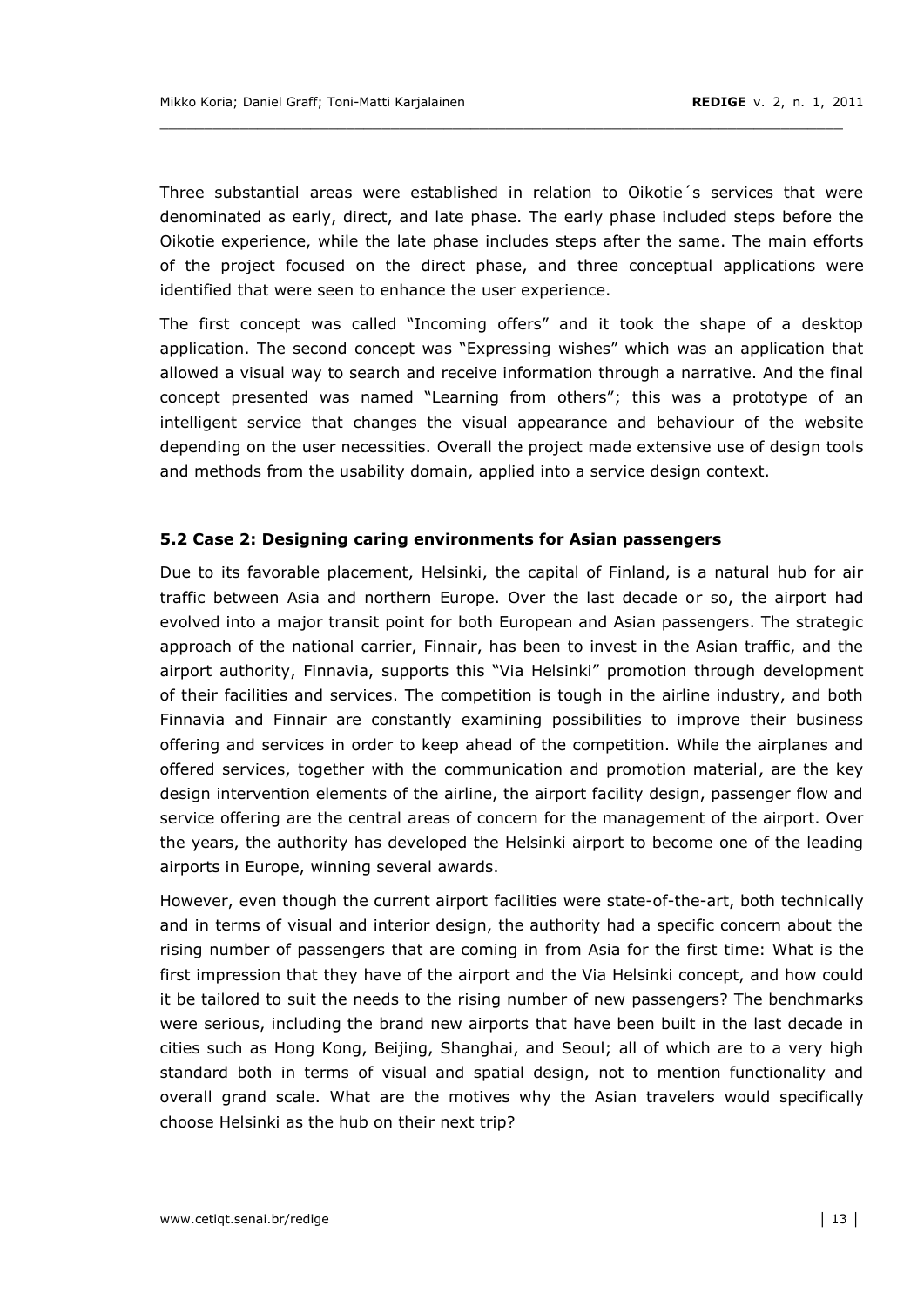Three substantial areas were established in relation to Oikotie´s services that were denominated as early, direct, and late phase. The early phase included steps before the Oikotie experience, while the late phase includes steps after the same. The main efforts of the project focused on the direct phase, and three conceptual applications were identified that were seen to enhance the user experience.

The first concept was called "Incoming offers" and it took the shape of a desktop application. The second concept was "Expressing wishes" which was an application that allowed a visual way to search and receive information through a narrative. And the final concept presented was named "Learning from others"; this was a prototype of an intelligent service that changes the visual appearance and behaviour of the website depending on the user necessities. Overall the project made extensive use of design tools and methods from the usability domain, applied into a service design context.

### 5.2 Case 2: Designing caring environments for Asian passengers

Due to its favorable placement, Helsinki, the capital of Finland, is a natural hub for air traffic between Asia and northern Europe. Over the last decade or so, the airport had evolved into a major transit point for both European and Asian passengers. The strategic approach of the national carrier, Finnair, has been to invest in the Asian traffic, and the airport authority, Finnavia, supports this "Via Helsinki" promotion through development of their facilities and services. The competition is tough in the airline industry, and both Finnavia and Finnair are constantly examining possibilities to improve their business offering and services in order to keep ahead of the competition. While the airplanes and offered services, together with the communication and promotion material, are the key design intervention elements of the airline, the airport facility design, passenger flow and service offering are the central areas of concern for the management of the airport. Over the years, the authority has developed the Helsinki airport to become one of the leading airports in Europe, winning several awards.

However, even though the current airport facilities were state-of-the-art, both technically and in terms of visual and interior design, the authority had a specific concern about the rising number of passengers that are coming in from Asia for the first time: What is the first impression that they have of the airport and the Via Helsinki concept, and how could it be tailored to suit the needs to the rising number of new passengers? The benchmarks were serious, including the brand new airports that have been built in the last decade in cities such as Hong Kong, Beijing, Shanghai, and Seoul; all of which are to a very high standard both in terms of visual and spatial design, not to mention functionality and overall grand scale. What are the motives why the Asian travelers would specifically choose Helsinki as the hub on their next trip?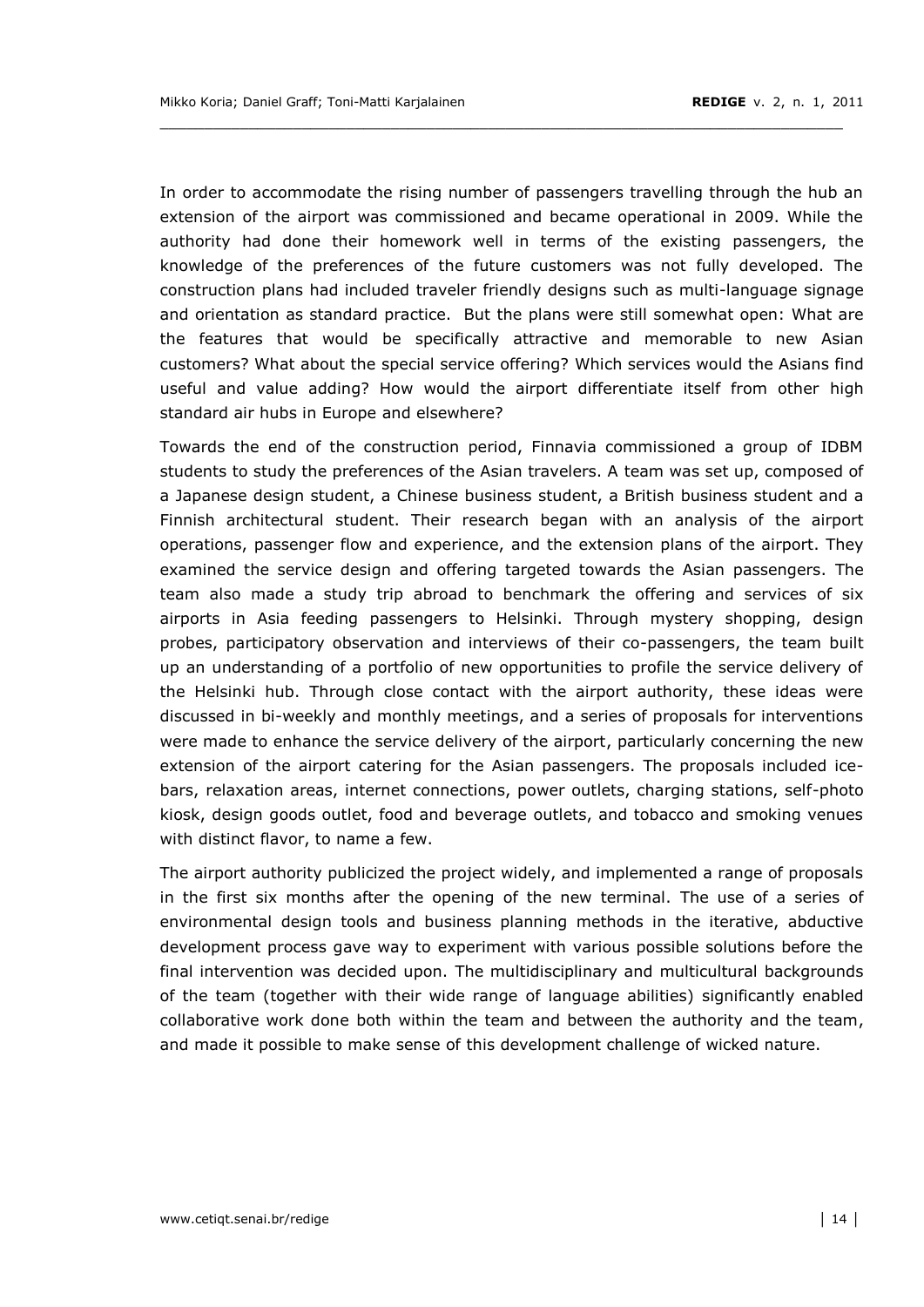In order to accommodate the rising number of passengers travelling through the hub an extension of the airport was commissioned and became operational in 2009. While the authority had done their homework well in terms of the existing passengers, the knowledge of the preferences of the future customers was not fully developed. The construction plans had included traveler friendly designs such as multi-language signage and orientation as standard practice. But the plans were still somewhat open: What are the features that would be specifically attractive and memorable to new Asian customers? What about the special service offering? Which services would the Asians find useful and value adding? How would the airport differentiate itself from other high standard air hubs in Europe and elsewhere?

Towards the end of the construction period, Finnavia commissioned a group of IDBM students to study the preferences of the Asian travelers. A team was set up, composed of a Japanese design student, a Chinese business student, a British business student and a Finnish architectural student. Their research began with an analysis of the airport operations, passenger flow and experience, and the extension plans of the airport. They examined the service design and offering targeted towards the Asian passengers. The team also made a study trip abroad to benchmark the offering and services of six airports in Asia feeding passengers to Helsinki. Through mystery shopping, design probes, participatory observation and interviews of their co-passengers, the team built up an understanding of a portfolio of new opportunities to profile the service delivery of the Helsinki hub. Through close contact with the airport authority, these ideas were discussed in bi-weekly and monthly meetings, and a series of proposals for interventions were made to enhance the service delivery of the airport, particularly concerning the new extension of the airport catering for the Asian passengers. The proposals included ice-bars, relaxation areas, internet connections, power outlets, charging stations, self-photo kiosk, design goods outlet, food and beverage outlets, and tobacco and smoking venues with distinct flavor, to name a few.

The airport authority publicized the project widely, and implemented a range of proposals in the first six months after the opening of the new terminal. The use of a series of environmental design tools and business planning methods in the iterative, abductive development process gave way to experiment with various possible solutions before the final intervention was decided upon. The multidisciplinary and multicultural backgrounds of the team (together with their wide range of language abilities) significantly enabled collaborative work done both within the team and between the authority and the team, and made it possible to make sense of this development challenge of wicked nature.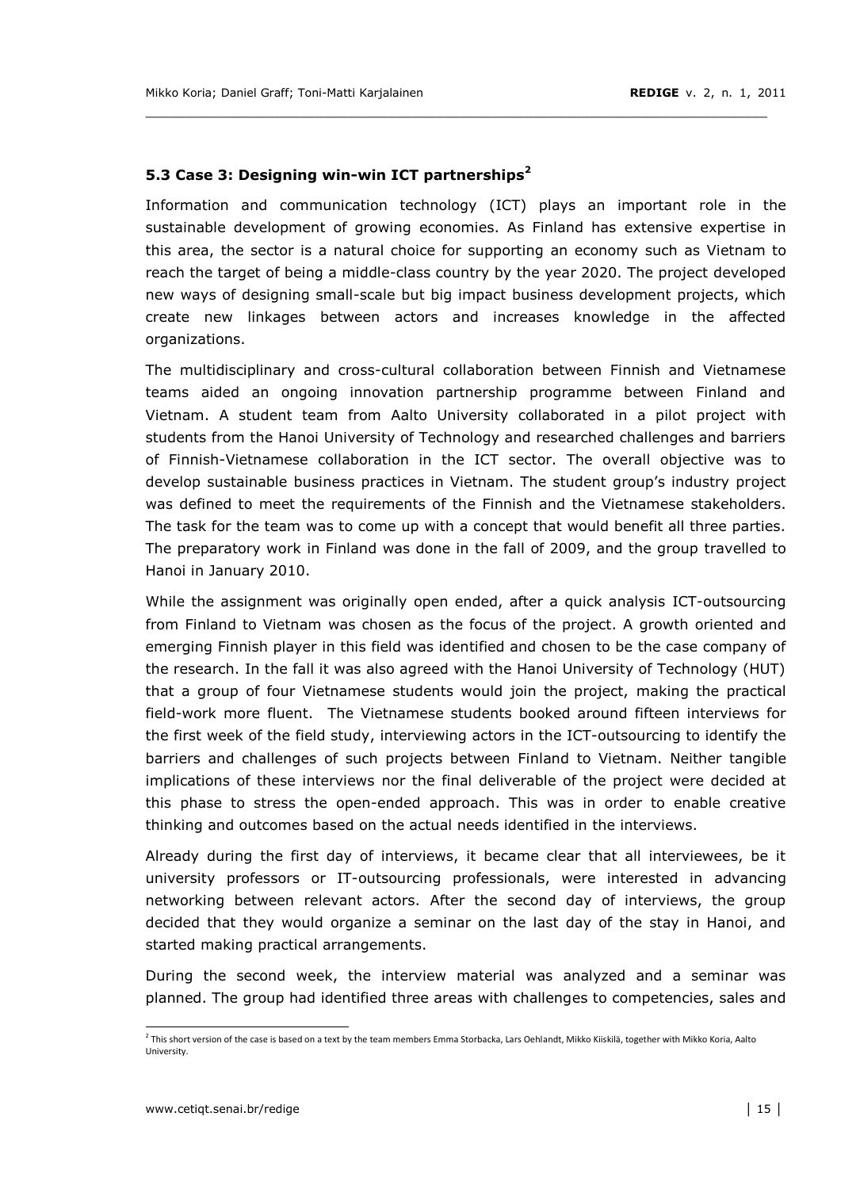### 5.3 Case 3: Designing win-win ICT partnerships[2]

Information and communication technology (ICT) plays an important role in the sustainable development of growing economies. As Finland has extensive expertise in this area, the sector is a natural choice for supporting an economy such as Vietnam to reach the target of being a middle-class country by the year 2020. The project developed new ways of designing small-scale but big impact business development projects, which create new linkages between actors and increases knowledge in the affected organizations.

The multidisciplinary and cross-cultural collaboration between Finnish and Vietnamese teams aided an ongoing innovation partnership programme between Finland and Vietnam. A student team from Aalto University collaborated in a pilot project with students from the Hanoi University of Technology and researched challenges and barriers of Finnish-Vietnamese collaboration in the ICT sector. The overall objective was to develop sustainable business practices in Vietnam. The student group's industry project was defined to meet the requirements of the Finnish and the Vietnamese stakeholders. The task for the team was to come up with a concept that would benefit all three parties. The preparatory work in Finland was done in the fall of 2009, and the group travelled to Hanoi in January 2010.

While the assignment was originally open ended, after a quick analysis ICT-outsourcing from Finland to Vietnam was chosen as the focus of the project. A growth oriented and emerging Finnish player in this field was identified and chosen to be the case company of the research. In the fall it was also agreed with the Hanoi University of Technology (HUT) that a group of four Vietnamese students would join the project, making the practical field-work more fluent. The Vietnamese students booked around fifteen interviews for the first week of the field study, interviewing actors in the ICT-outsourcing to identify the barriers and challenges of such projects between Finland to Vietnam. Neither tangible implications of these interviews nor the final deliverable of the project were decided at this phase to stress the open-ended approach. This was in order to enable creative thinking and outcomes based on the actual needs identified in the interviews.

Already during the first day of interviews, it became clear that all interviewees, be it university professors or IT-outsourcing professionals, were interested in advancing networking between relevant actors. After the second day of interviews, the group decided that they would organize a seminar on the last day of the stay in Hanoi, and started making practical arrangements.

During the second week, the interview material was analyzed and a seminar was planned. The group had identified three areas with challenges to competencies, sales and

[2] This short version of the case is based on a text by the team members Emma Storbacka, Lars Oehlandt, Mikko Kiiskilä, together with Mikko Koria, Aalto University.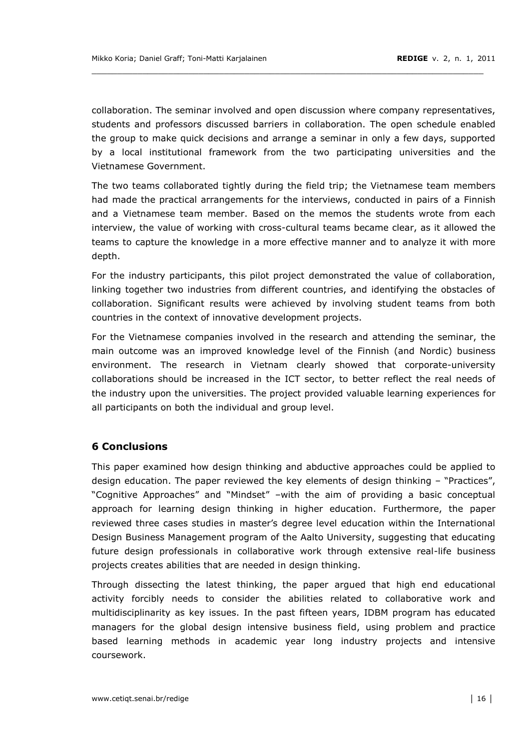collaboration. The seminar involved and open discussion where company representatives, students and professors discussed barriers in collaboration. The open schedule enabled the group to make quick decisions and arrange a seminar in only a few days, supported by a local institutional framework from the two participating universities and the Vietnamese Government.

The two teams collaborated tightly during the field trip; the Vietnamese team members had made the practical arrangements for the interviews, conducted in pairs of a Finnish and a Vietnamese team member. Based on the memos the students wrote from each interview, the value of working with cross-cultural teams became clear, as it allowed the teams to capture the knowledge in a more effective manner and to analyze it with more depth.

For the industry participants, this pilot project demonstrated the value of collaboration, linking together two industries from different countries, and identifying the obstacles of collaboration. Significant results were achieved by involving student teams from both countries in the context of innovative development projects.

For the Vietnamese companies involved in the research and attending the seminar, the main outcome was an improved knowledge level of the Finnish (and Nordic) business environment. The research in Vietnam clearly showed that corporate-university collaborations should be increased in the ICT sector, to better reflect the real needs of the industry upon the universities. The project provided valuable learning experiences for all participants on both the individual and group level.

## 6 Conclusions

This paper examined how design thinking and abductive approaches could be applied to design education. The paper reviewed the key elements of design thinking – "Practices", "Cognitive Approaches" and "Mindset" –with the aim of providing a basic conceptual approach for learning design thinking in higher education. Furthermore, the paper reviewed three cases studies in master's degree level education within the International Design Business Management program of the Aalto University, suggesting that educating future design professionals in collaborative work through extensive real-life business projects creates abilities that are needed in design thinking.

Through dissecting the latest thinking, the paper argued that high end educational activity forcibly needs to consider the abilities related to collaborative work and multidisciplinarity as key issues. In the past fifteen years, IDBM program has educated managers for the global design intensive business field, using problem and practice based learning methods in academic year long industry projects and intensive coursework.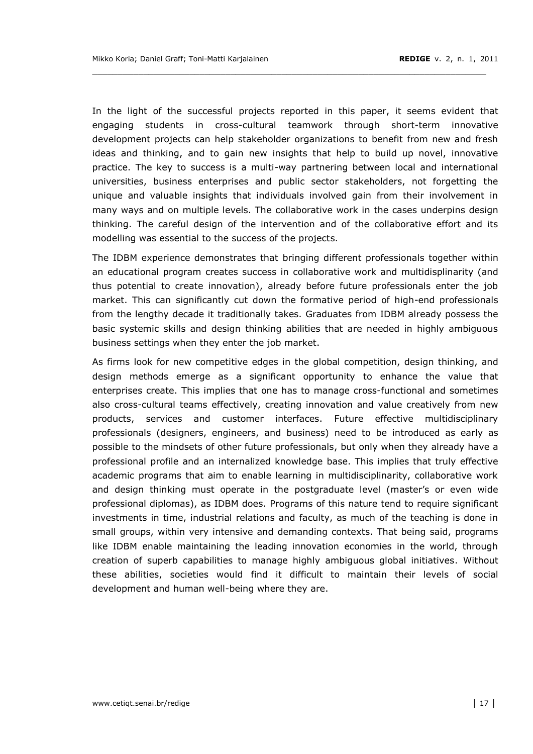In the light of the successful projects reported in this paper, it seems evident that engaging students in cross-cultural teamwork through short-term innovative development projects can help stakeholder organizations to benefit from new and fresh ideas and thinking, and to gain new insights that help to build up novel, innovative practice. The key to success is a multi-way partnering between local and international universities, business enterprises and public sector stakeholders, not forgetting the unique and valuable insights that individuals involved gain from their involvement in many ways and on multiple levels. The collaborative work in the cases underpins design thinking. The careful design of the intervention and of the collaborative effort and its modelling was essential to the success of the projects.

The IDBM experience demonstrates that bringing different professionals together within an educational program creates success in collaborative work and multidisplinarity (and thus potential to create innovation), already before future professionals enter the job market. This can significantly cut down the formative period of high-end professionals from the lengthy decade it traditionally takes. Graduates from IDBM already possess the basic systemic skills and design thinking abilities that are needed in highly ambiguous business settings when they enter the job market.

As firms look for new competitive edges in the global competition, design thinking, and design methods emerge as a significant opportunity to enhance the value that enterprises create. This implies that one has to manage cross-functional and sometimes also cross-cultural teams effectively, creating innovation and value creatively from new products, services and customer interfaces. Future effective multidisciplinary professionals (designers, engineers, and business) need to be introduced as early as possible to the mindsets of other future professionals, but only when they already have a professional profile and an internalized knowledge base. This implies that truly effective academic programs that aim to enable learning in multidisciplinarity, collaborative work and design thinking must operate in the postgraduate level (master's or even wide professional diplomas), as IDBM does. Programs of this nature tend to require significant investments in time, industrial relations and faculty, as much of the teaching is done in small groups, within very intensive and demanding contexts. That being said, programs like IDBM enable maintaining the leading innovation economies in the world, through creation of superb capabilities to manage highly ambiguous global initiatives. Without these abilities, societies would find it difficult to maintain their levels of social development and human well-being where they are.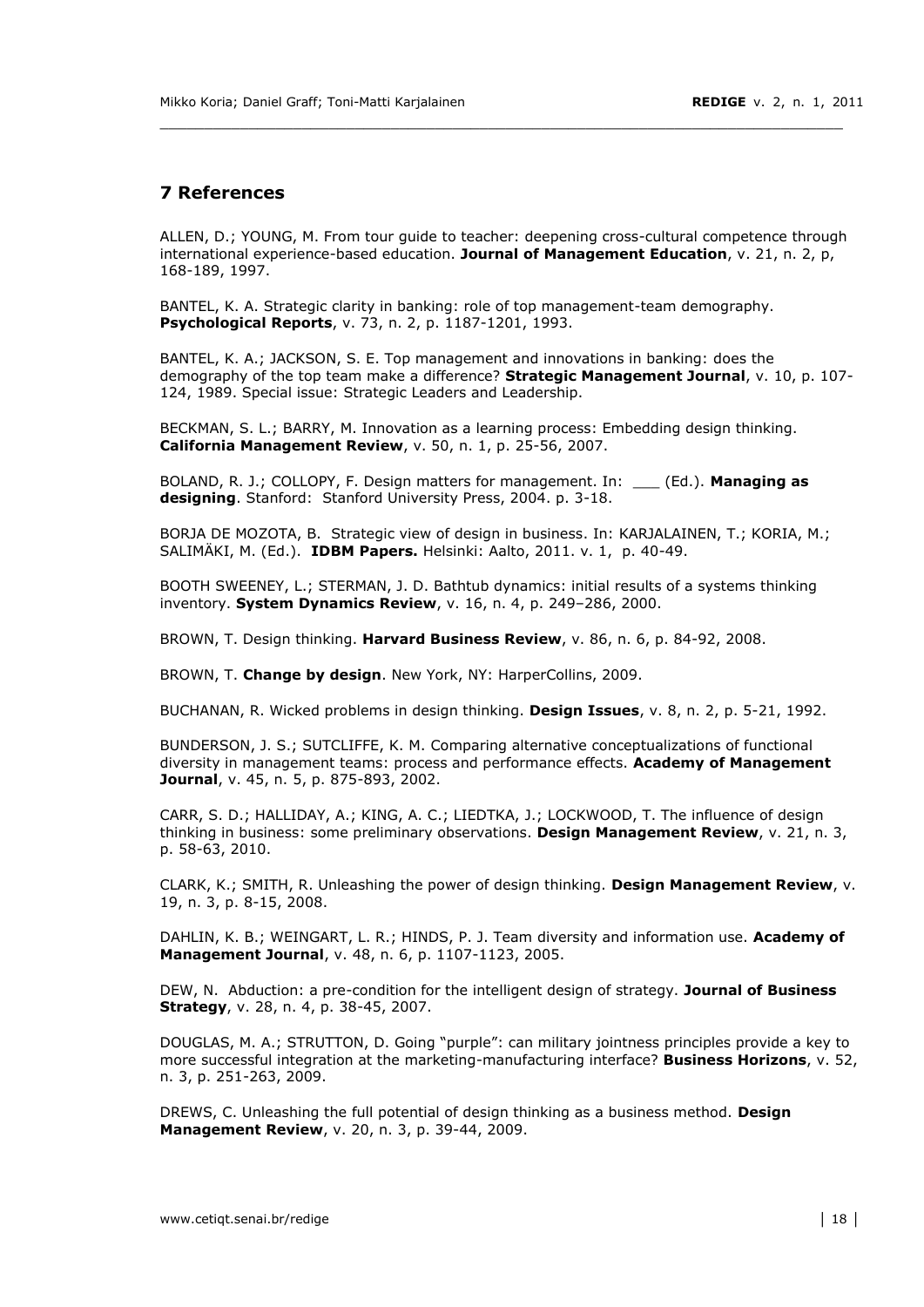## 7 References

ALLEN, D.; YOUNG, M. From tour guide to teacher: deepening cross-cultural competence through international experience-based education. **Journal of Management Education**, v. 21, n. 2, p, 168-189, 1997.

BANTEL, K. A. Strategic clarity in banking: role of top management-team demography. **Psychological Reports**, v. 73, n. 2, p. 1187-1201, 1993.

BANTEL, K. A.; JACKSON, S. E. Top management and innovations in banking: does the demography of the top team make a difference? **Strategic Management Journal**, v. 10, p. 107-124, 1989. Special issue: Strategic Leaders and Leadership.

BECKMAN, S. L.; BARRY, M. Innovation as a learning process: Embedding design thinking. **California Management Review**, v. 50, n. 1, p. 25-56, 2007.

BOLAND, R. J.; COLLOPY, F. Design matters for management. In: ___ (Ed.). **Managing as designing**. Stanford: Stanford University Press, 2004. p. 3-18.

BORJA DE MOZOTA, B. Strategic view of design in business. In: KARJALAINEN, T.; KORIA, M.; SALIMÄKI, M. (Ed.). **IDBM Papers.** Helsinki: Aalto, 2011. v. 1, p. 40-49.

BOOTH SWEENEY, L.; STERMAN, J. D. Bathtub dynamics: initial results of a systems thinking inventory. **System Dynamics Review**, v. 16, n. 4, p. 249–286, 2000.

BROWN, T. Design thinking. **Harvard Business Review**, v. 86, n. 6, p. 84-92, 2008.

BROWN, T. **Change by design**. New York, NY: HarperCollins, 2009.

BUCHANAN, R. Wicked problems in design thinking. **Design Issues**, v. 8, n. 2, p. 5-21, 1992.

BUNDERSON, J. S.; SUTCLIFFE, K. M. Comparing alternative conceptualizations of functional diversity in management teams: process and performance effects. **Academy of Management Journal**, v. 45, n. 5, p. 875-893, 2002.

CARR, S. D.; HALLIDAY, A.; KING, A. C.; LIEDTKA, J.; LOCKWOOD, T. The influence of design thinking in business: some preliminary observations. **Design Management Review**, v. 21, n. 3, p. 58-63, 2010.

CLARK, K.; SMITH, R. Unleashing the power of design thinking. **Design Management Review**, v. 19, n. 3, p. 8-15, 2008.

DAHLIN, K. B.; WEINGART, L. R.; HINDS, P. J. Team diversity and information use. **Academy of Management Journal**, v. 48, n. 6, p. 1107-1123, 2005.

DEW, N. Abduction: a pre-condition for the intelligent design of strategy. **Journal of Business Strategy**, v. 28, n. 4, p. 38-45, 2007.

DOUGLAS, M. A.; STRUTTON, D. Going "purple": can military jointness principles provide a key to more successful integration at the marketing-manufacturing interface? **Business Horizons**, v. 52, n. 3, p. 251-263, 2009.

DREWS, C. Unleashing the full potential of design thinking as a business method. **Design Management Review**, v. 20, n. 3, p. 39-44, 2009.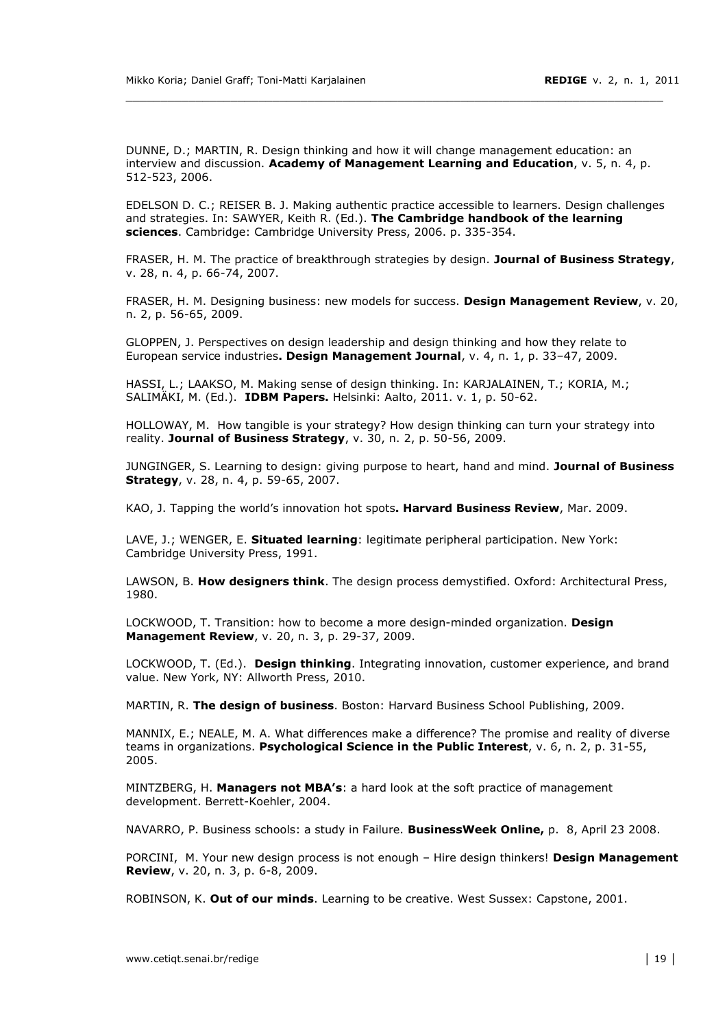DUNNE, D.; MARTIN, R. Design thinking and how it will change management education: an interview and discussion. **Academy of Management Learning and Education**, v. 5, n. 4, p. 512-523, 2006.

EDELSON D. C.; REISER B. J. Making authentic practice accessible to learners. Design challenges and strategies. In: SAWYER, Keith R. (Ed.). **The Cambridge handbook of the learning sciences**. Cambridge: Cambridge University Press, 2006. p. 335-354.

FRASER, H. M. The practice of breakthrough strategies by design. **Journal of Business Strategy**, v. 28, n. 4, p. 66-74, 2007.

FRASER, H. M. Designing business: new models for success. **Design Management Review**, v. 20, n. 2, p. 56-65, 2009.

GLOPPEN, J. Perspectives on design leadership and design thinking and how they relate to European service industries**. Design Management Journal**, v. 4, n. 1, p. 33–47, 2009.

HASSI, L.; LAAKSO, M. Making sense of design thinking. In: KARJALAINEN, T.; KORIA, M.; SALIMÄKI, M. (Ed.). **IDBM Papers.** Helsinki: Aalto, 2011. v. 1, p. 50-62.

HOLLOWAY, M. How tangible is your strategy? How design thinking can turn your strategy into reality. **Journal of Business Strategy**, v. 30, n. 2, p. 50-56, 2009.

JUNGINGER, S. Learning to design: giving purpose to heart, hand and mind. **Journal of Business Strategy**, v. 28, n. 4, p. 59-65, 2007.

KAO, J. Tapping the world's innovation hot spots**. Harvard Business Review**, Mar. 2009.

LAVE, J.; WENGER, E. **Situated learning**: legitimate peripheral participation. New York: Cambridge University Press, 1991.

LAWSON, B. **How designers think**. The design process demystified. Oxford: Architectural Press, 1980.

LOCKWOOD, T. Transition: how to become a more design-minded organization. **Design Management Review**, v. 20, n. 3, p. 29-37, 2009.

LOCKWOOD, T. (Ed.). **Design thinking**. Integrating innovation, customer experience, and brand value. New York, NY: Allworth Press, 2010.

MARTIN, R. **The design of business**. Boston: Harvard Business School Publishing, 2009.

MANNIX, E.; NEALE, M. A. What differences make a difference? The promise and reality of diverse teams in organizations. **Psychological Science in the Public Interest**, v. 6, n. 2, p. 31-55, 2005.

MINTZBERG, H. **Managers not MBA's**: a hard look at the soft practice of management development. Berrett-Koehler, 2004.

NAVARRO, P. Business schools: a study in Failure. **BusinessWeek Online,** p. 8, April 23 2008.

PORCINI, M. Your new design process is not enough – Hire design thinkers! **Design Management Review**, v. 20, n. 3, p. 6-8, 2009.

ROBINSON, K. **Out of our minds**. Learning to be creative. West Sussex: Capstone, 2001.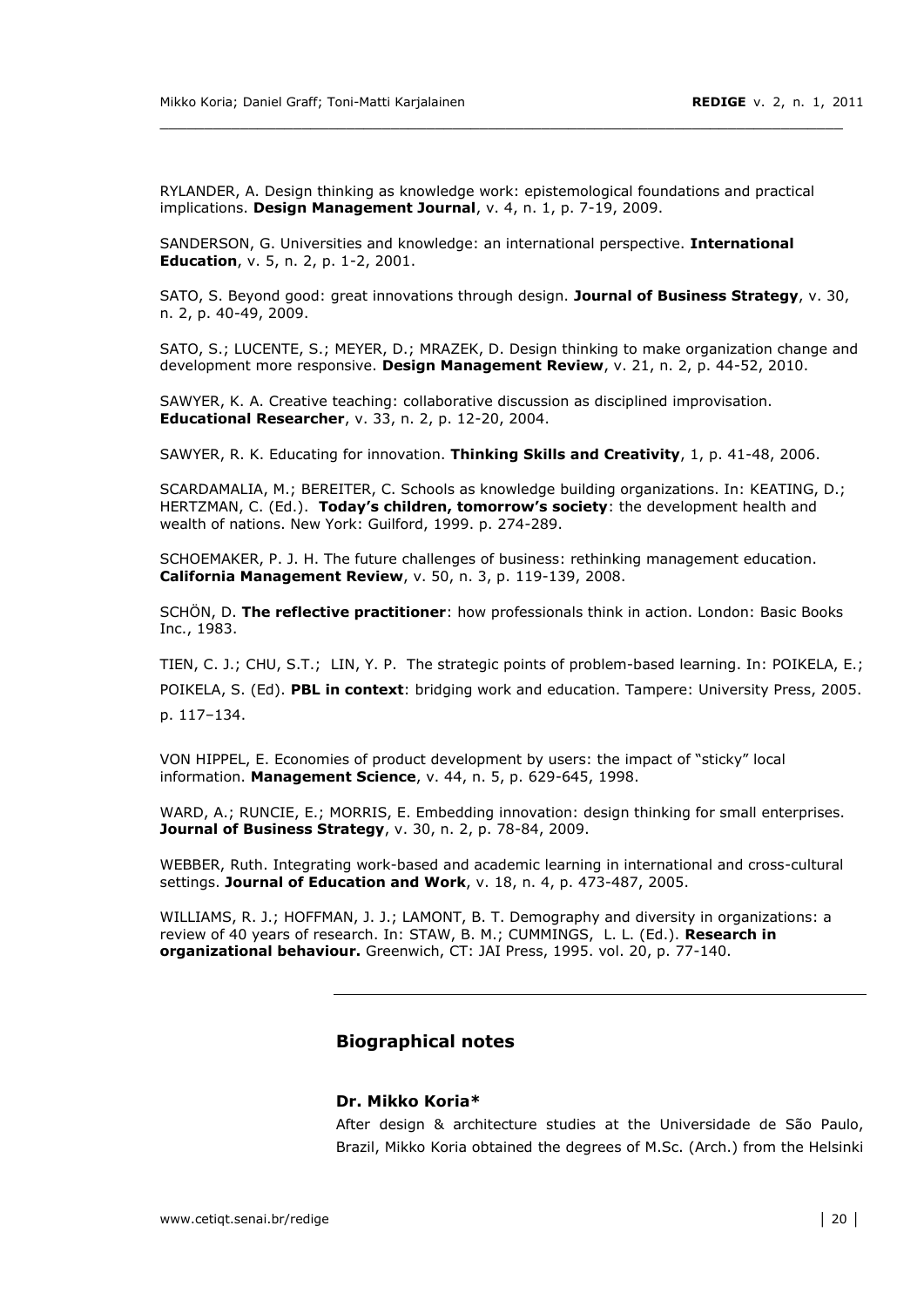RYLANDER, A. Design thinking as knowledge work: epistemological foundations and practical implications. **Design Management Journal**, v. 4, n. 1, p. 7-19, 2009.

SANDERSON, G. Universities and knowledge: an international perspective. **International Education**, v. 5, n. 2, p. 1-2, 2001.

SATO, S. Beyond good: great innovations through design. **Journal of Business Strategy**, v. 30, n. 2, p. 40-49, 2009.

SATO, S.; LUCENTE, S.; MEYER, D.; MRAZEK, D. Design thinking to make organization change and development more responsive. **Design Management Review**, v. 21, n. 2, p. 44-52, 2010.

SAWYER, K. A. Creative teaching: collaborative discussion as disciplined improvisation. **Educational Researcher**, v. 33, n. 2, p. 12-20, 2004.

SAWYER, R. K. Educating for innovation. **Thinking Skills and Creativity**, 1, p. 41-48, 2006.

SCARDAMALIA, M.; BEREITER, C. Schools as knowledge building organizations. In: KEATING, D.; HERTZMAN, C. (Ed.). **Today's children, tomorrow's society**: the development health and wealth of nations. New York: Guilford, 1999. p. 274-289.

SCHOEMAKER, P. J. H. The future challenges of business: rethinking management education. **California Management Review**, v. 50, n. 3, p. 119-139, 2008.

SCHÖN, D. **The reflective practitioner**: how professionals think in action. London: Basic Books Inc., 1983.

TIEN, C. J.; CHU, S.T.; LIN, Y. P. The strategic points of problem-based learning. In: POIKELA, E.; POIKELA, S. (Ed). **PBL in context**: bridging work and education. Tampere: University Press, 2005. p. 117–134.

VON HIPPEL, E. Economies of product development by users: the impact of "sticky" local information. **Management Science**, v. 44, n. 5, p. 629-645, 1998.

WARD, A.; RUNCIE, E.; MORRIS, E. Embedding innovation: design thinking for small enterprises. **Journal of Business Strategy**, v. 30, n. 2, p. 78-84, 2009.

WEBBER, Ruth. Integrating work-based and academic learning in international and cross-cultural settings. **Journal of Education and Work**, v. 18, n. 4, p. 473-487, 2005.

WILLIAMS, R. J.; HOFFMAN, J. J.; LAMONT, B. T. Demography and diversity in organizations: a review of 40 years of research. In: STAW, B. M.; CUMMINGS, L. L. (Ed.). **Research in organizational behaviour.** Greenwich, CT: JAI Press, 1995. vol. 20, p. 77-140.

---

## Biographical notes

### Dr. Mikko Koria*

After design & architecture studies at the Universidade de São Paulo, Brazil, Mikko Koria obtained the degrees of M.Sc. (Arch.) from the Helsinki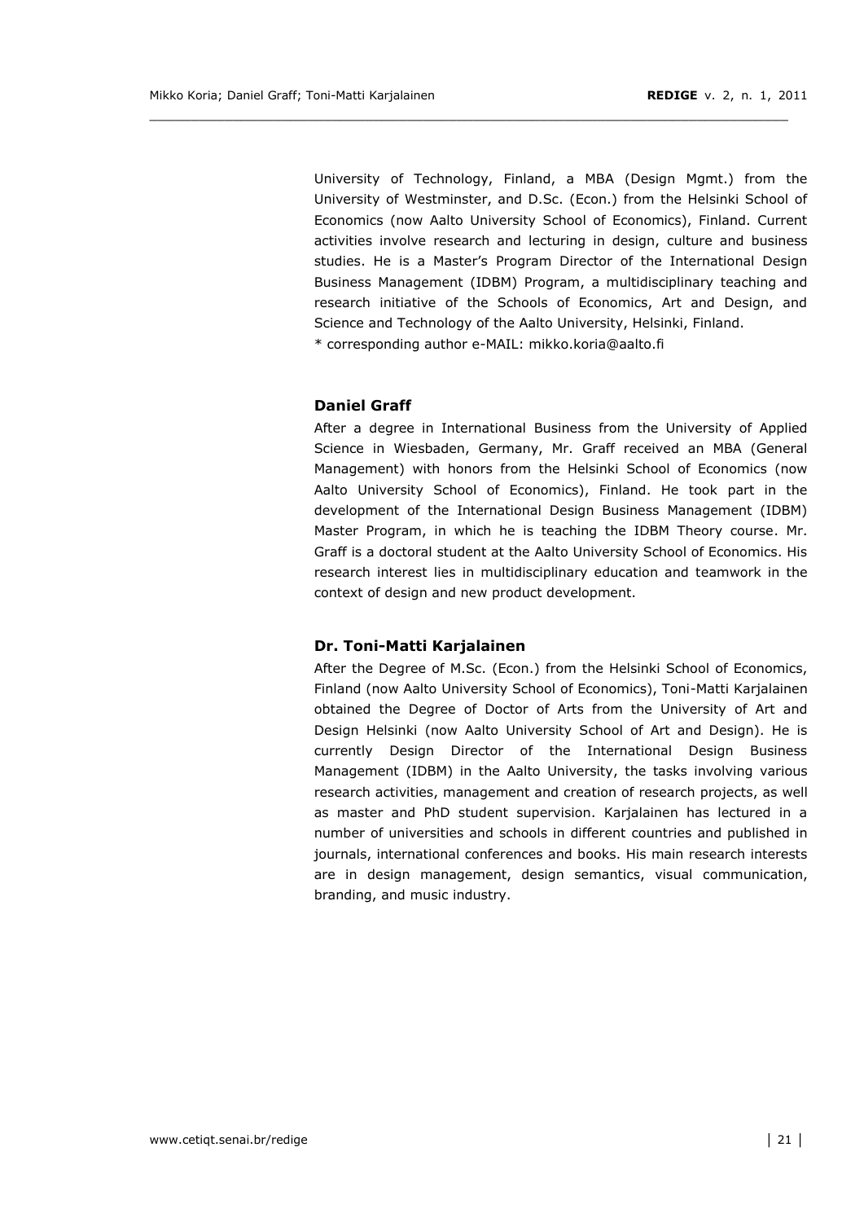University of Technology, Finland, a MBA (Design Mgmt.) from the University of Westminster, and D.Sc. (Econ.) from the Helsinki School of Economics (now Aalto University School of Economics), Finland. Current activities involve research and lecturing in design, culture and business studies. He is a Master's Program Director of the International Design Business Management (IDBM) Program, a multidisciplinary teaching and research initiative of the Schools of Economics, Art and Design, and Science and Technology of the Aalto University, Helsinki, Finland.

* corresponding author e-MAIL: mikko.koria@aalto.fi

**Daniel Graff**

After a degree in International Business from the University of Applied Science in Wiesbaden, Germany, Mr. Graff received an MBA (General Management) with honors from the Helsinki School of Economics (now Aalto University School of Economics), Finland. He took part in the development of the International Design Business Management (IDBM) Master Program, in which he is teaching the IDBM Theory course. Mr. Graff is a doctoral student at the Aalto University School of Economics. His research interest lies in multidisciplinary education and teamwork in the context of design and new product development.

**Dr. Toni-Matti Karjalainen**

After the Degree of M.Sc. (Econ.) from the Helsinki School of Economics, Finland (now Aalto University School of Economics), Toni-Matti Karjalainen obtained the Degree of Doctor of Arts from the University of Art and Design Helsinki (now Aalto University School of Art and Design). He is currently Design Director of the International Design Business Management (IDBM) in the Aalto University, the tasks involving various research activities, management and creation of research projects, as well as master and PhD student supervision. Karjalainen has lectured in a number of universities and schools in different countries and published in journals, international conferences and books. His main research interests are in design management, design semantics, visual communication, branding, and music industry.